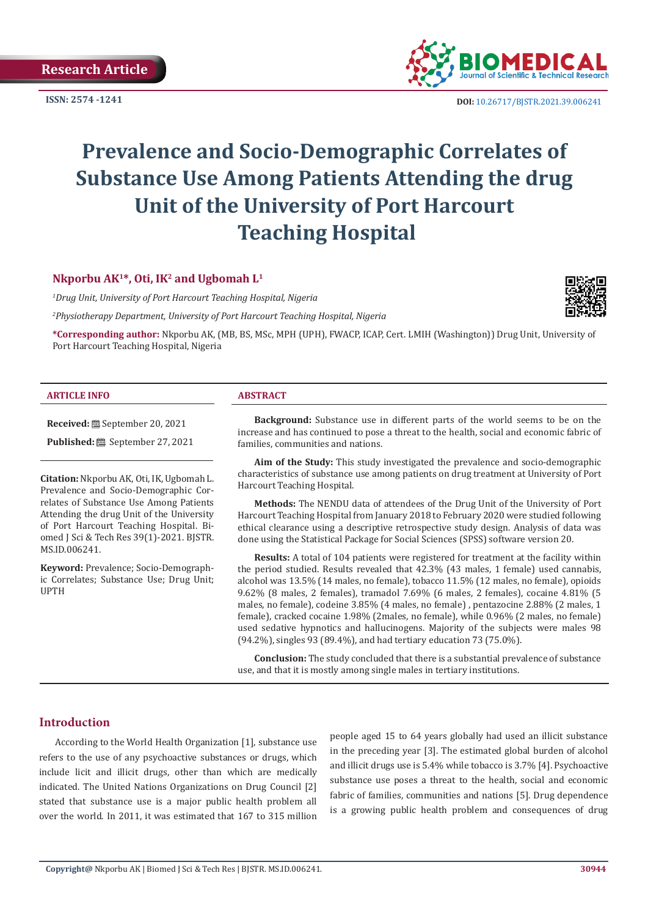Research Article

ISSN: 2574 -1241

DOI: 10.26717/BJSTR.2021.39.006241

# Prevalence and Socio-Demographic Correlates of Substance Use Among Patients Attending the drug Unit of the University of Port Harcourt Teaching Hospital

**Nkporbu AK[1]*, Oti, IK[2] and Ugbomah L[1]**

*[1]Drug Unit, University of Port Harcourt Teaching Hospital, Nigeria*

*[2]Physiotherapy Department, University of Port Harcourt Teaching Hospital, Nigeria*

**\*Corresponding author:** Nkporbu AK, (MB, BS, MSc, MPH (UPH), FWACP, ICAP, Cert. LMIH (Washington)) Drug Unit, University of Port Harcourt Teaching Hospital, Nigeria

## ARTICLE INFO

**Received:** September 20, 2021

**Published:** September 27, 2021

**Citation:** Nkporbu AK, Oti, IK, Ugbomah L. Prevalence and Socio-Demographic Correlates of Substance Use Among Patients Attending the drug Unit of the University of Port Harcourt Teaching Hospital. Biomed J Sci & Tech Res 39(1)-2021. BJSTR. MS.ID.006241.

**Keyword:** Prevalence; Socio-Demographic Correlates; Substance Use; Drug Unit; UPTH

## ABSTRACT

**Background:** Substance use in different parts of the world seems to be on the increase and has continued to pose a threat to the health, social and economic fabric of families, communities and nations.

**Aim of the Study:** This study investigated the prevalence and socio-demographic characteristics of substance use among patients on drug treatment at University of Port Harcourt Teaching Hospital.

**Methods:** The NENDU data of attendees of the Drug Unit of the University of Port Harcourt Teaching Hospital from January 2018 to February 2020 were studied following ethical clearance using a descriptive retrospective study design. Analysis of data was done using the Statistical Package for Social Sciences (SPSS) software version 20.

**Results:** A total of 104 patients were registered for treatment at the facility within the period studied. Results revealed that 42.3% (43 males, 1 female) used cannabis, alcohol was 13.5% (14 males, no female), tobacco 11.5% (12 males, no female), opioids 9.62% (8 males, 2 females), tramadol 7.69% (6 males, 2 females), cocaine 4.81% (5 males, no female), codeine 3.85% (4 males, no female) , pentazocine 2.88% (2 males, 1 female), cracked cocaine 1.98% (2males, no female), while 0.96% (2 males, no female) used sedative hypnotics and hallucinogens. Majority of the subjects were males 98 (94.2%), singles 93 (89.4%), and had tertiary education 73 (75.0%).

**Conclusion:** The study concluded that there is a substantial prevalence of substance use, and that it is mostly among single males in tertiary institutions.

## Introduction

According to the World Health Organization [1], substance use refers to the use of any psychoactive substances or drugs, which include licit and illicit drugs, other than which are medically indicated. The United Nations Organizations on Drug Council [2] stated that substance use is a major public health problem all over the world. In 2011, it was estimated that 167 to 315 million people aged 15 to 64 years globally had used an illicit substance in the preceding year [3]. The estimated global burden of alcohol and illicit drugs use is 5.4% while tobacco is 3.7% [4]. Psychoactive substance use poses a threat to the health, social and economic fabric of families, communities and nations [5]. Drug dependence is a growing public health problem and consequences of drug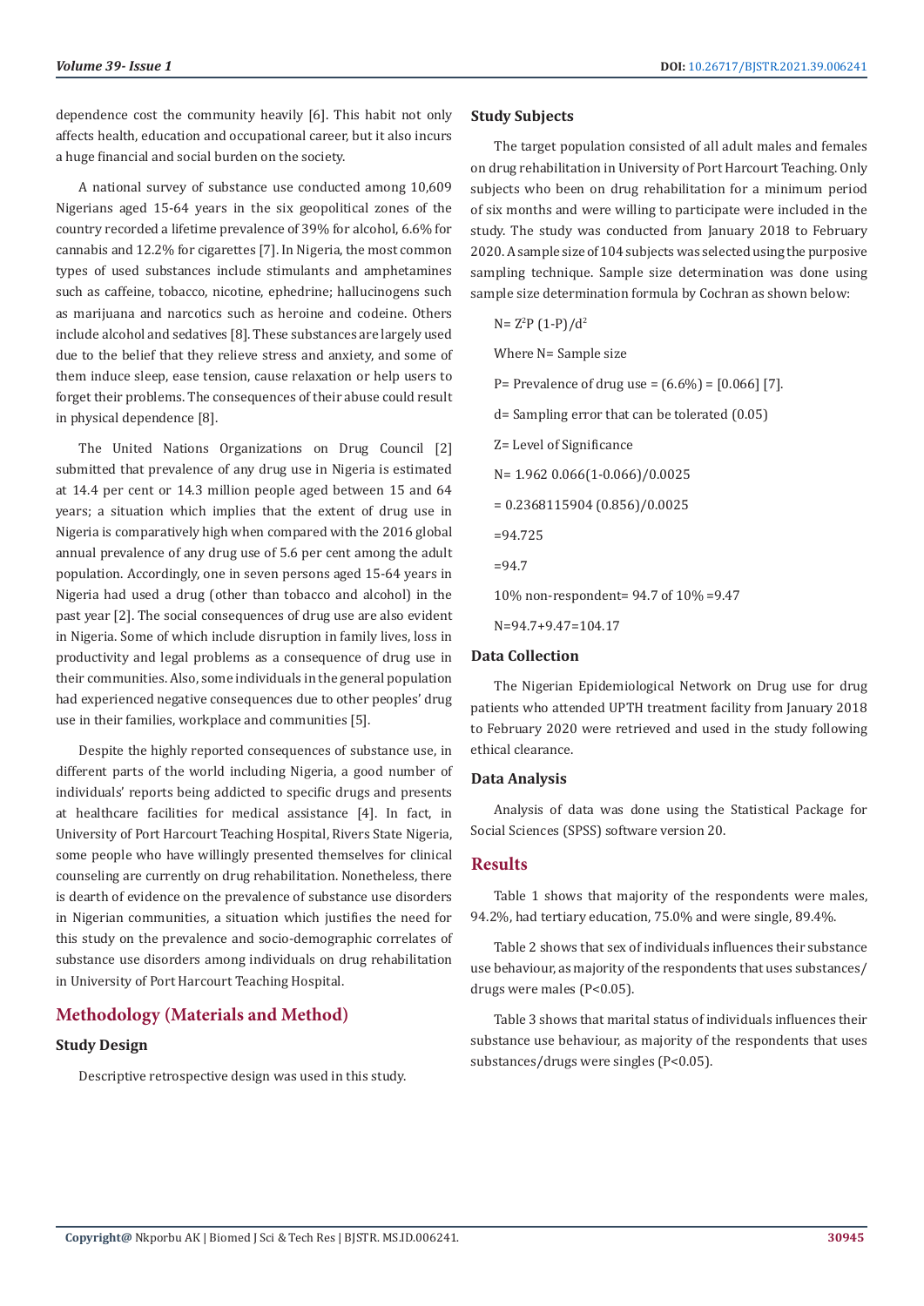dependence cost the community heavily [6]. This habit not only affects health, education and occupational career, but it also incurs a huge financial and social burden on the society.

A national survey of substance use conducted among 10,609 Nigerians aged 15-64 years in the six geopolitical zones of the country recorded a lifetime prevalence of 39% for alcohol, 6.6% for cannabis and 12.2% for cigarettes [7]. In Nigeria, the most common types of used substances include stimulants and amphetamines such as caffeine, tobacco, nicotine, ephedrine; hallucinogens such as marijuana and narcotics such as heroine and codeine. Others include alcohol and sedatives [8]. These substances are largely used due to the belief that they relieve stress and anxiety, and some of them induce sleep, ease tension, cause relaxation or help users to forget their problems. The consequences of their abuse could result in physical dependence [8].

The United Nations Organizations on Drug Council [2] submitted that prevalence of any drug use in Nigeria is estimated at 14.4 per cent or 14.3 million people aged between 15 and 64 years; a situation which implies that the extent of drug use in Nigeria is comparatively high when compared with the 2016 global annual prevalence of any drug use of 5.6 per cent among the adult population. Accordingly, one in seven persons aged 15-64 years in Nigeria had used a drug (other than tobacco and alcohol) in the past year [2]. The social consequences of drug use are also evident in Nigeria. Some of which include disruption in family lives, loss in productivity and legal problems as a consequence of drug use in their communities. Also, some individuals in the general population had experienced negative consequences due to other peoples' drug use in their families, workplace and communities [5].

Despite the highly reported consequences of substance use, in different parts of the world including Nigeria, a good number of individuals' reports being addicted to specific drugs and presents at healthcare facilities for medical assistance [4]. In fact, in University of Port Harcourt Teaching Hospital, Rivers State Nigeria, some people who have willingly presented themselves for clinical counseling are currently on drug rehabilitation. Nonetheless, there is dearth of evidence on the prevalence of substance use disorders in Nigerian communities, a situation which justifies the need for this study on the prevalence and socio-demographic correlates of substance use disorders among individuals on drug rehabilitation in University of Port Harcourt Teaching Hospital.

## Methodology (Materials and Method)

### Study Design

Descriptive retrospective design was used in this study.

### Study Subjects

The target population consisted of all adult males and females on drug rehabilitation in University of Port Harcourt Teaching. Only subjects who been on drug rehabilitation for a minimum period of six months and were willing to participate were included in the study. The study was conducted from January 2018 to February 2020. A sample size of 104 subjects was selected using the purposive sampling technique. Sample size determination was done using sample size determination formula by Cochran as shown below:

$N = Z^2P(1-P)/d^2$

Where N= Sample size

P= Prevalence of drug use = (6.6%) = [0.066] [7].

d= Sampling error that can be tolerated (0.05)

Z= Level of Significance

$N = 1.96^2\ 0.066(1-0.066)/0.0025$

$= 0.2368115904\ (0.856)/0.0025$

$=94.725$

$=94.7$

10% non-respondent= 94.7 of 10% =9.47

N=94.7+9.47=104.17

### Data Collection

The Nigerian Epidemiological Network on Drug use for drug patients who attended UPTH treatment facility from January 2018 to February 2020 were retrieved and used in the study following ethical clearance.

### Data Analysis

Analysis of data was done using the Statistical Package for Social Sciences (SPSS) software version 20.

## Results

Table 1 shows that majority of the respondents were males, 94.2%, had tertiary education, 75.0% and were single, 89.4%.

Table 2 shows that sex of individuals influences their substance use behaviour, as majority of the respondents that uses substances/drugs were males ($P<0.05$).

Table 3 shows that marital status of individuals influences their substance use behaviour, as majority of the respondents that uses substances/drugs were singles ($P<0.05$).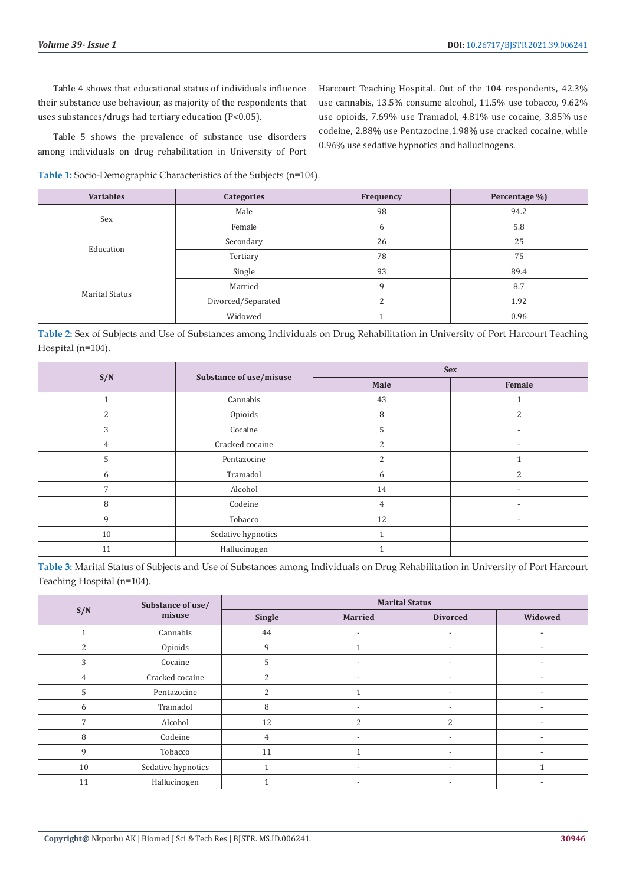Table 4 shows that educational status of individuals influence their substance use behaviour, as majority of the respondents that uses substances/drugs had tertiary education (P<0.05).

Table 5 shows the prevalence of substance use disorders among individuals on drug rehabilitation in University of Port Harcourt Teaching Hospital. Out of the 104 respondents, 42.3% use cannabis, 13.5% consume alcohol, 11.5% use tobacco, 9.62% use opioids, 7.69% use Tramadol, 4.81% use cocaine, 3.85% use codeine, 2.88% use Pentazocine,1.98% use cracked cocaine, while 0.96% use sedative hypnotics and hallucinogens.

**Table 1:** Socio-Demographic Characteristics of the Subjects (n=104).

| Variables | Categories | Frequency | Percentage %) |
|---|---|---|---|
| Sex | Male | 98 | 94.2 |
| | Female | 6 | 5.8 |
| Education | Secondary | 26 | 25 |
| | Tertiary | 78 | 75 |
| Marital Status | Single | 93 | 89.4 |
| | Married | 9 | 8.7 |
| | Divorced/Separated | 2 | 1.92 |
| | Widowed | 1 | 0.96 |

**Table 2:** Sex of Subjects and Use of Substances among Individuals on Drug Rehabilitation in University of Port Harcourt Teaching Hospital (n=104).

| S/N | Substance of use/misuse | Sex | |
|---|---|---|---|
| | | Male | Female |
| 1 | Cannabis | 43 | 1 |
| 2 | Opioids | 8 | 2 |
| 3 | Cocaine | 5 | - |
| 4 | Cracked cocaine | 2 | - |
| 5 | Pentazocine | 2 | 1 |
| 6 | Tramadol | 6 | 2 |
| 7 | Alcohol | 14 | - |
| 8 | Codeine | 4 | - |
| 9 | Tobacco | 12 | - |
| 10 | Sedative hypnotics | 1 | |
| 11 | Hallucinogen | 1 | |

**Table 3:** Marital Status of Subjects and Use of Substances among Individuals on Drug Rehabilitation in University of Port Harcourt Teaching Hospital (n=104).

| S/N | Substance of use/ misuse | Marital Status | | | |
|---|---|---|---|---|---|
| | | Single | Married | Divorced | Widowed |
| 1 | Cannabis | 44 | - | - | - |
| 2 | Opioids | 9 | 1 | - | - |
| 3 | Cocaine | 5 | - | - | - |
| 4 | Cracked cocaine | 2 | - | - | - |
| 5 | Pentazocine | 2 | 1 | - | - |
| 6 | Tramadol | 8 | - | - | - |
| 7 | Alcohol | 12 | 2 | 2 | - |
| 8 | Codeine | 4 | - | - | - |
| 9 | Tobacco | 11 | 1 | - | - |
| 10 | Sedative hypnotics | 1 | - | - | 1 |
| 11 | Hallucinogen | 1 | - | - | - |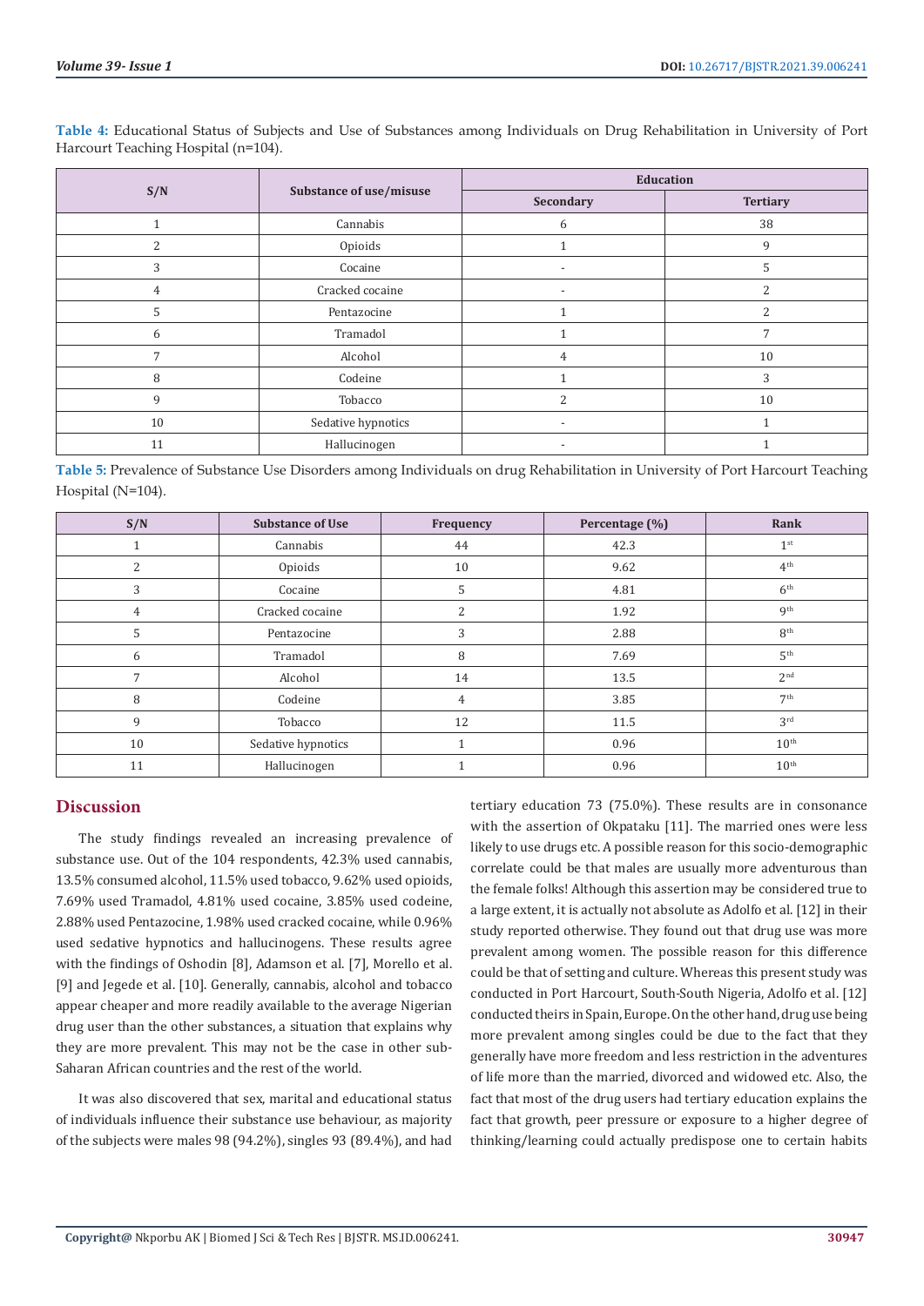**Table 4:** Educational Status of Subjects and Use of Substances among Individuals on Drug Rehabilitation in University of Port Harcourt Teaching Hospital (n=104).

| S/N | Substance of use/misuse | Education | |
|---|---|---|---|
| | | Secondary | Tertiary |
| 1 | Cannabis | 6 | 38 |
| 2 | Opioids | 1 | 9 |
| 3 | Cocaine | - | 5 |
| 4 | Cracked cocaine | - | 2 |
| 5 | Pentazocine | 1 | 2 |
| 6 | Tramadol | 1 | 7 |
| 7 | Alcohol | 4 | 10 |
| 8 | Codeine | 1 | 3 |
| 9 | Tobacco | 2 | 10 |
| 10 | Sedative hypnotics | - | 1 |
| 11 | Hallucinogen | - | 1 |

**Table 5:** Prevalence of Substance Use Disorders among Individuals on drug Rehabilitation in University of Port Harcourt Teaching Hospital (N=104).

| S/N | Substance of Use | Frequency | Percentage (%) | Rank |
|---|---|---|---|---|
| 1 | Cannabis | 44 | 42.3 | 1st |
| 2 | Opioids | 10 | 9.62 | 4th |
| 3 | Cocaine | 5 | 4.81 | 6th |
| 4 | Cracked cocaine | 2 | 1.92 | 9th |
| 5 | Pentazocine | 3 | 2.88 | 8th |
| 6 | Tramadol | 8 | 7.69 | 5th |
| 7 | Alcohol | 14 | 13.5 | 2nd |
| 8 | Codeine | 4 | 3.85 | 7th |
| 9 | Tobacco | 12 | 11.5 | 3rd |
| 10 | Sedative hypnotics | 1 | 0.96 | 10th |
| 11 | Hallucinogen | 1 | 0.96 | 10th |

## Discussion

The study findings revealed an increasing prevalence of substance use. Out of the 104 respondents, 42.3% used cannabis, 13.5% consumed alcohol, 11.5% used tobacco, 9.62% used opioids, 7.69% used Tramadol, 4.81% used cocaine, 3.85% used codeine, 2.88% used Pentazocine, 1.98% used cracked cocaine, while 0.96% used sedative hypnotics and hallucinogens. These results agree with the findings of Oshodin [8], Adamson et al. [7], Morello et al. [9] and Jegede et al. [10]. Generally, cannabis, alcohol and tobacco appear cheaper and more readily available to the average Nigerian drug user than the other substances, a situation that explains why they are more prevalent. This may not be the case in other sub-Saharan African countries and the rest of the world.

It was also discovered that sex, marital and educational status of individuals influence their substance use behaviour, as majority of the subjects were males 98 (94.2%), singles 93 (89.4%), and had tertiary education 73 (75.0%). These results are in consonance with the assertion of Okpataku [11]. The married ones were less likely to use drugs etc. A possible reason for this socio-demographic correlate could be that males are usually more adventurous than the female folks! Although this assertion may be considered true to a large extent, it is actually not absolute as Adolfo et al. [12] in their study reported otherwise. They found out that drug use was more prevalent among women. The possible reason for this difference could be that of setting and culture. Whereas this present study was conducted in Port Harcourt, South-South Nigeria, Adolfo et al. [12] conducted theirs in Spain, Europe. On the other hand, drug use being more prevalent among singles could be due to the fact that they generally have more freedom and less restriction in the adventures of life more than the married, divorced and widowed etc. Also, the fact that most of the drug users had tertiary education explains the fact that growth, peer pressure or exposure to a higher degree of thinking/learning could actually predispose one to certain habits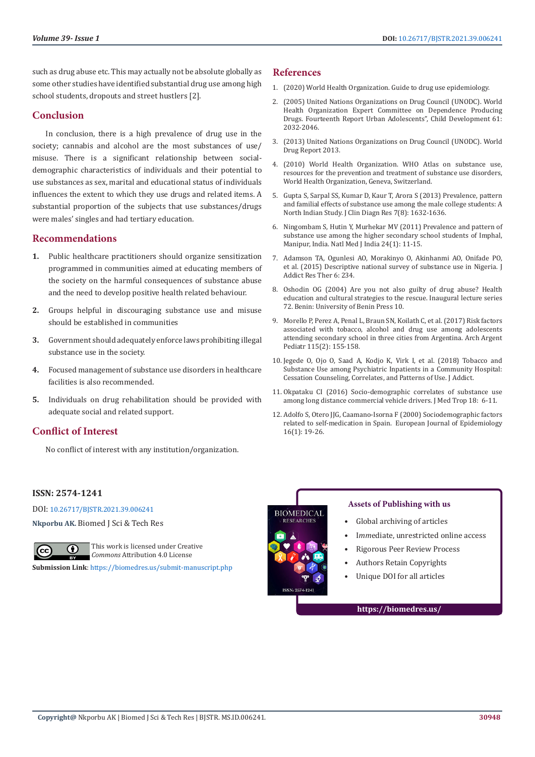such as drug abuse etc. This may actually not be absolute globally as some other studies have identified substantial drug use among high school students, dropouts and street hustlers [2].

## Conclusion

In conclusion, there is a high prevalence of drug use in the society; cannabis and alcohol are the most substances of use/misuse. There is a significant relationship between social-demographic characteristics of individuals and their potential to use substances as sex, marital and educational status of individuals influences the extent to which they use drugs and related items. A substantial proportion of the subjects that use substances/drugs were males' singles and had tertiary education.

## Recommendations

1. Public healthcare practitioners should organize sensitization programmed in communities aimed at educating members of the society on the harmful consequences of substance abuse and the need to develop positive health related behaviour.
2. Groups helpful in discouraging substance use and misuse should be established in communities
3. Government should adequately enforce laws prohibiting illegal substance use in the society.
4. Focused management of substance use disorders in healthcare facilities is also recommended.
5. Individuals on drug rehabilitation should be provided with adequate social and related support.

## Conflict of Interest

No conflict of interest with any institution/organization.

## References

1. (2020) World Health Organization. Guide to drug use epidemiology.
2. (2005) United Nations Organizations on Drug Council (UNODC). World Health Organization Expert Committee on Dependence Producing Drugs. Fourteenth Report Urban Adolescents", Child Development 61: 2032-2046.
3. (2013) United Nations Organizations on Drug Council (UNODC). World Drug Report 2013.
4. (2010) World Health Organization. WHO Atlas on substance use, resources for the prevention and treatment of substance use disorders, World Health Organization, Geneva, Switzerland.
5. Gupta S, Sarpal SS, Kumar D, Kaur T, Arora S (2013) Prevalence, pattern and familial effects of substance use among the male college students: A North Indian Study. J Clin Diagn Res 7(8): 1632-1636.
6. Ningombam S, Hutin Y, Murhekar MV (2011) Prevalence and pattern of substance use among the higher secondary school students of Imphal, Manipur, India. Natl Med J India 24(1): 11-15.
7. Adamson TA, Ogunlesi AO, Morakinyo O, Akinhanmi AO, Onifade PO, et al. (2015) Descriptive national survey of substance use in Nigeria. J Addict Res Ther 6: 234.
8. Oshodin OG (2004) Are you not also guilty of drug abuse? Health education and cultural strategies to the rescue. Inaugural lecture series 72. Benin: University of Benin Press 10.
9. Morello P, Perez A, Penal L, Braun SN, Koilath C, et al. (2017) Risk factors associated with tobacco, alcohol and drug use among adolescents attending secondary school in three cities from Argentina. Arch Argent Pediatr 115(2): 155-158.
10. Jegede O, Ojo O, Saad A, Kodjo K, Virk I, et al. (2018) Tobacco and Substance Use among Psychiatric Inpatients in a Community Hospital: Cessation Counseling, Correlates, and Patterns of Use. J Addict.
11. Okpataku CI (2016) Socio-demographic correlates of substance use among long distance commercial vehicle drivers. J Med Trop 18: 6-11.
12. Adolfo S, Otero JJG, Caamano-Isorna F (2000) Sociodemographic factors related to self-medication in Spain. European Journal of Epidemiology 16(1): 19-26.

**ISSN: 2574-1241**

DOI: 10.26717/BJSTR.2021.39.006241

**Nkporbu AK.** Biomed J Sci & Tech Res

This work is licensed under Creative *Commons* Attribution 4.0 License

**Submission Link**: https://biomedres.us/submit-manuscript.php

**Assets of Publishing with us**

- Global archiving of articles
- Immediate, unrestricted online access
- Rigorous Peer Review Process
- Authors Retain Copyrights
- Unique DOI for all articles

**https://biomedres.us/**